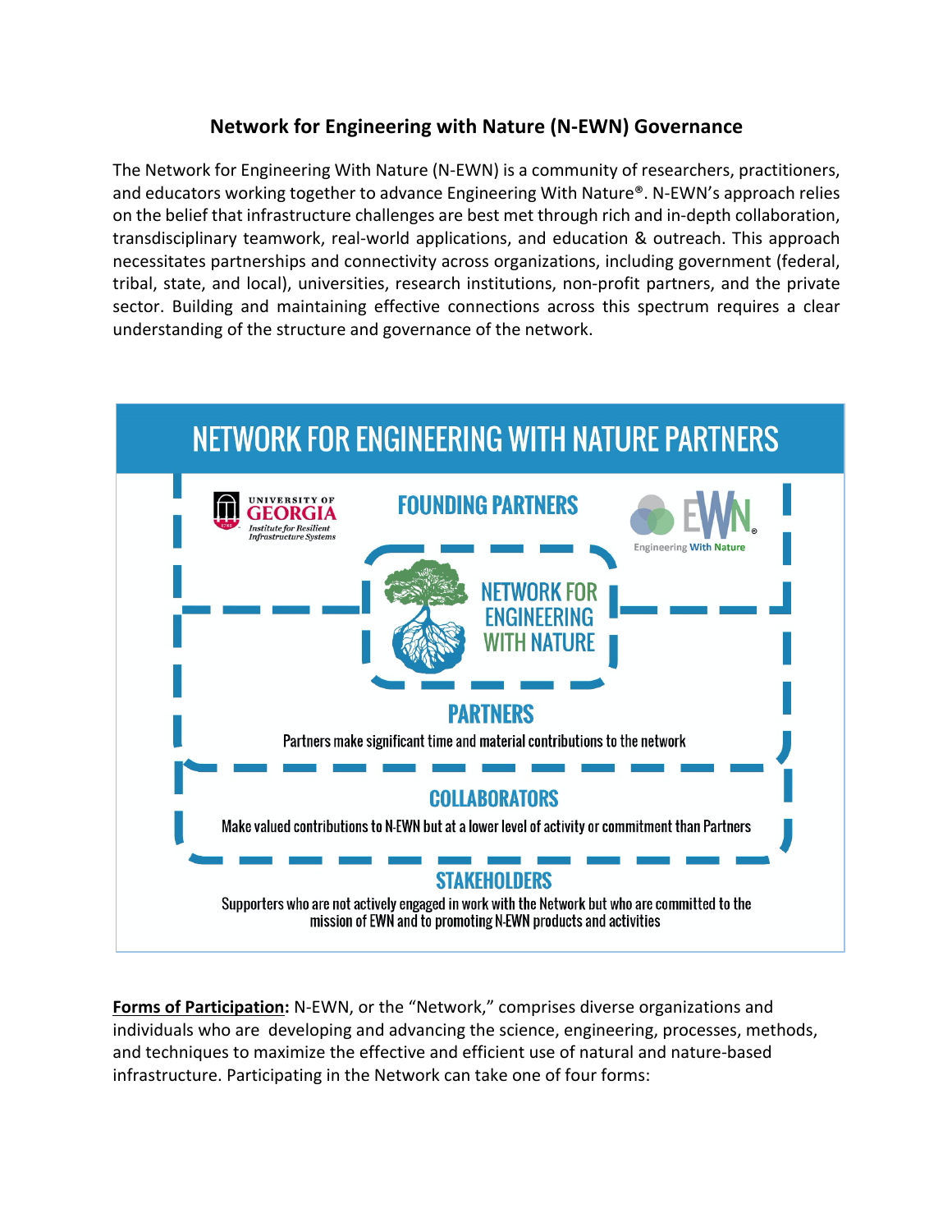# Network for Engineering with Nature (N-EWN) Governance

The Network for Engineering With Nature (N-EWN) is a community of researchers, practitioners, and educators working together to advance Engineering With Nature®. N-EWN's approach relies on the belief that infrastructure challenges are best met through rich and in-depth collaboration, transdisciplinary teamwork, real-world applications, and education & outreach. This approach necessitates partnerships and connectivity across organizations, including government (federal, tribal, state, and local), universities, research institutions, non-profit partners, and the private sector. Building and maintaining effective connections across this spectrum requires a clear understanding of the structure and governance of the network.

## NETWORK FOR ENGINEERING WITH NATURE PARTNERS

UNIVERSITY OF GEORGIA *Institute for Resilient Infrastructure Systems*

**FOUNDING PARTNERS**

EWN® Engineering With Nature

NETWORK FOR ENGINEERING WITH NATURE

**PARTNERS**

Partners make significant time and material contributions to the network

**COLLABORATORS**

Make valued contributions to N-EWN but at a lower level of activity or commitment than Partners

**STAKEHOLDERS**

Supporters who are not actively engaged in work with the Network but who are committed to the mission of EWN and to promoting N-EWN products and activities

**Forms of Participation:** N-EWN, or the "Network," comprises diverse organizations and individuals who are developing and advancing the science, engineering, processes, methods, and techniques to maximize the effective and efficient use of natural and nature-based infrastructure. Participating in the Network can take one of four forms: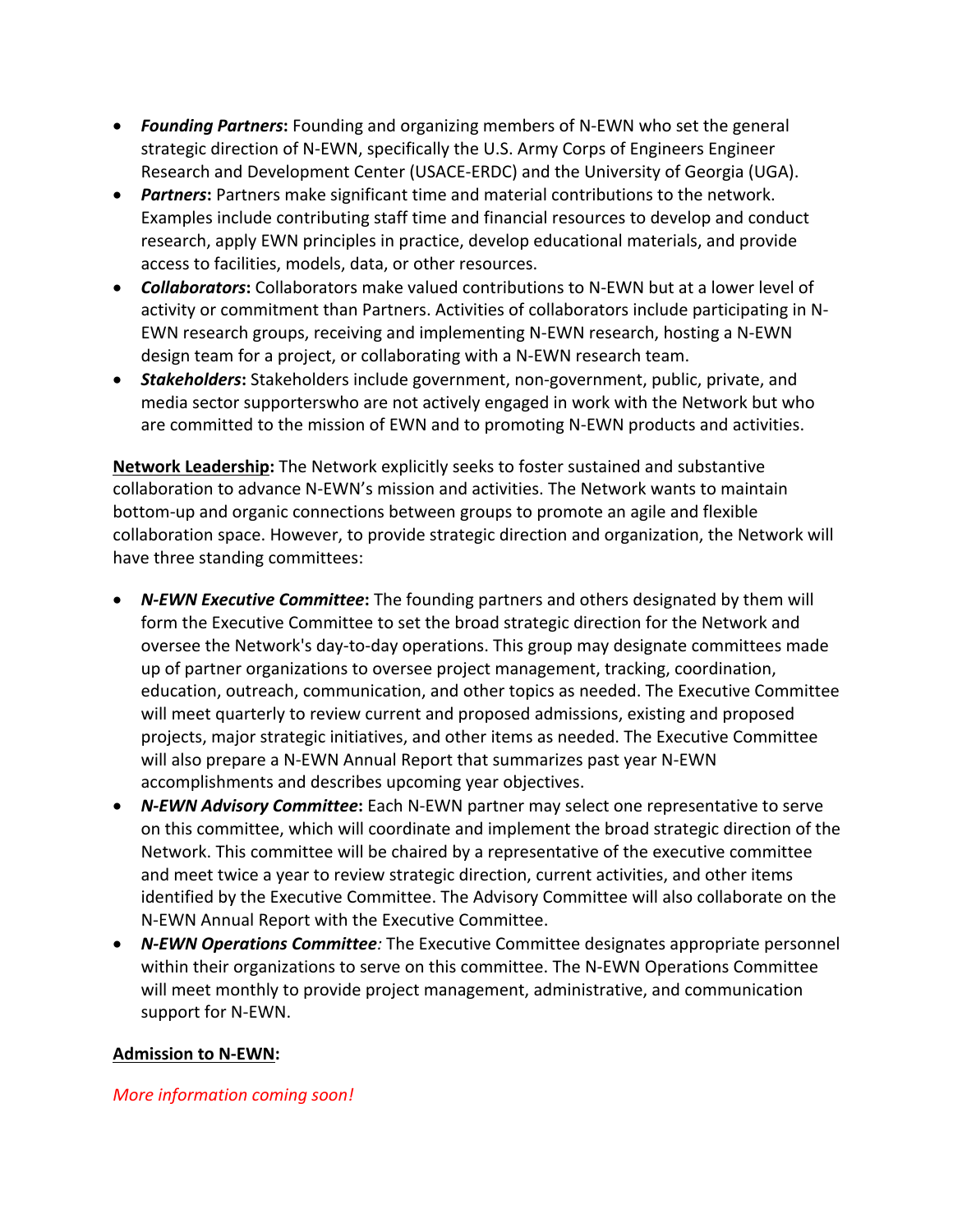- ***Founding Partners*:** Founding and organizing members of N-EWN who set the general strategic direction of N-EWN, specifically the U.S. Army Corps of Engineers Engineer Research and Development Center (USACE-ERDC) and the University of Georgia (UGA).
- ***Partners*:** Partners make significant time and material contributions to the network. Examples include contributing staff time and financial resources to develop and conduct research, apply EWN principles in practice, develop educational materials, and provide access to facilities, models, data, or other resources.
- ***Collaborators*:** Collaborators make valued contributions to N-EWN but at a lower level of activity or commitment than Partners. Activities of collaborators include participating in N-EWN research groups, receiving and implementing N-EWN research, hosting a N-EWN design team for a project, or collaborating with a N-EWN research team.
- ***Stakeholders*:** Stakeholders include government, non-government, public, private, and media sector supporterswho are not actively engaged in work with the Network but who are committed to the mission of EWN and to promoting N-EWN products and activities.

**Network Leadership:** The Network explicitly seeks to foster sustained and substantive collaboration to advance N-EWN's mission and activities. The Network wants to maintain bottom-up and organic connections between groups to promote an agile and flexible collaboration space. However, to provide strategic direction and organization, the Network will have three standing committees:

- ***N-EWN Executive Committee*:** The founding partners and others designated by them will form the Executive Committee to set the broad strategic direction for the Network and oversee the Network's day-to-day operations. This group may designate committees made up of partner organizations to oversee project management, tracking, coordination, education, outreach, communication, and other topics as needed. The Executive Committee will meet quarterly to review current and proposed admissions, existing and proposed projects, major strategic initiatives, and other items as needed. The Executive Committee will also prepare a N-EWN Annual Report that summarizes past year N-EWN accomplishments and describes upcoming year objectives.
- ***N-EWN Advisory Committee*:** Each N-EWN partner may select one representative to serve on this committee, which will coordinate and implement the broad strategic direction of the Network. This committee will be chaired by a representative of the executive committee and meet twice a year to review strategic direction, current activities, and other items identified by the Executive Committee. The Advisory Committee will also collaborate on the N-EWN Annual Report with the Executive Committee.
- ***N-EWN Operations Committee*:** The Executive Committee designates appropriate personnel within their organizations to serve on this committee. The N-EWN Operations Committee will meet monthly to provide project management, administrative, and communication support for N-EWN.

**Admission to N-EWN:**

*More information coming soon!*